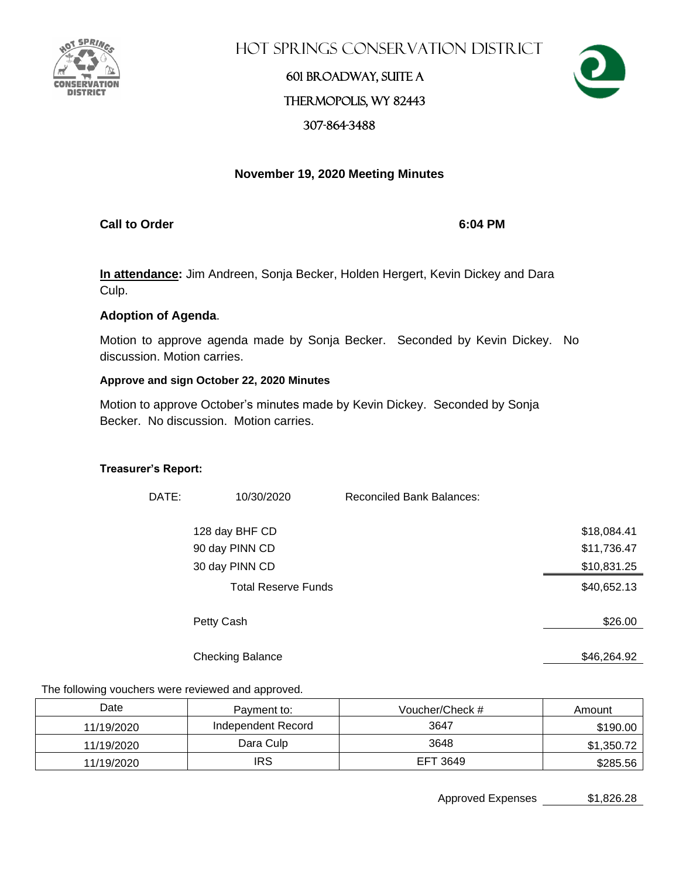# HOT SPRINGS CONSERVATION DISTRICT

601 BROADWAY, SUITE A

THERMOPOLIS, WY 82443

307-864-3488

## November 19, 2020 Meeting Minutes

**Call to Order** **6:04 PM**

**In attendance:** Jim Andreen, Sonja Becker, Holden Hergert, Kevin Dickey and Dara Culp.

**Adoption of Agenda**.

Motion to approve agenda made by Sonja Becker. Seconded by Kevin Dickey. No discussion. Motion carries.

**Approve and sign October 22, 2020 Minutes**

Motion to approve October's minutes made by Kevin Dickey. Seconded by Sonja Becker. No discussion. Motion carries.

**Treasurer's Report:**

DATE: 10/30/2020 Reconciled Bank Balances:

| | |
|---|---|
| 128 day BHF CD | $18,084.41 |
| 90 day PINN CD | $11,736.47 |
| 30 day PINN CD | $10,831.25 |
| Total Reserve Funds | $40,652.13 |
| Petty Cash | $26.00 |
| Checking Balance | $46,264.92 |

The following vouchers were reviewed and approved.

| Date | Payment to: | Voucher/Check # | Amount |
|---|---|---|---|
| 11/19/2020 | Independent Record | 3647 | $190.00 |
| 11/19/2020 | Dara Culp | 3648 | $1,350.72 |
| 11/19/2020 | IRS | EFT 3649 | $285.56 |

Approved Expenses $1,826.28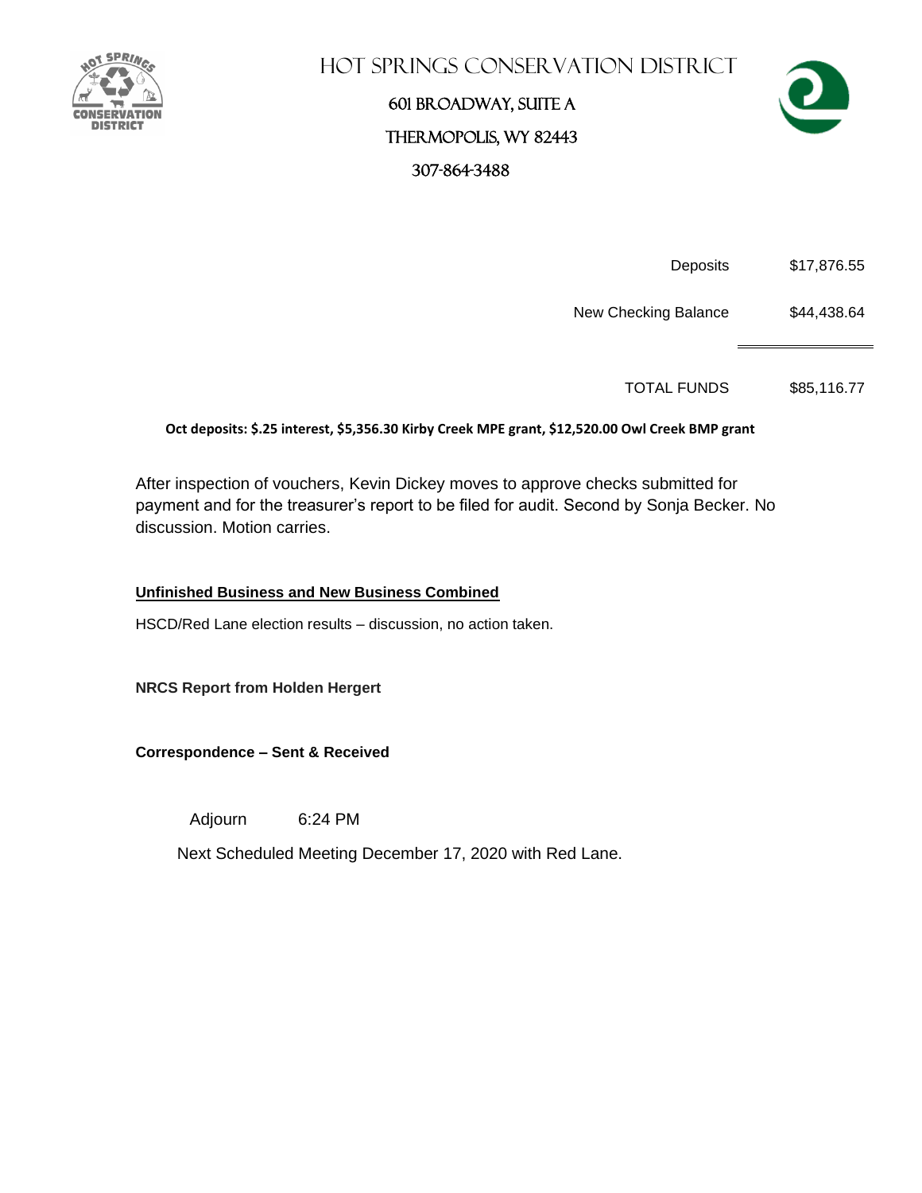# Hot Springs Conservation District

601 Broadway, Suite A

Thermopolis, WY 82443

307-864-3488

| | |
|---|---|
| Deposits | $17,876.55 |
| New Checking Balance | $44,438.64 |
| TOTAL FUNDS | $85,116.77 |

**Oct deposits: $.25 interest, $5,356.30 Kirby Creek MPE grant, $12,520.00 Owl Creek BMP grant**

After inspection of vouchers, Kevin Dickey moves to approve checks submitted for payment and for the treasurer's report to be filed for audit. Second by Sonja Becker. No discussion. Motion carries.

**Unfinished Business and New Business Combined**

HSCD/Red Lane election results – discussion, no action taken.

**NRCS Report from Holden Hergert**

**Correspondence – Sent & Received**

Adjourn 6:24 PM

Next Scheduled Meeting December 17, 2020 with Red Lane.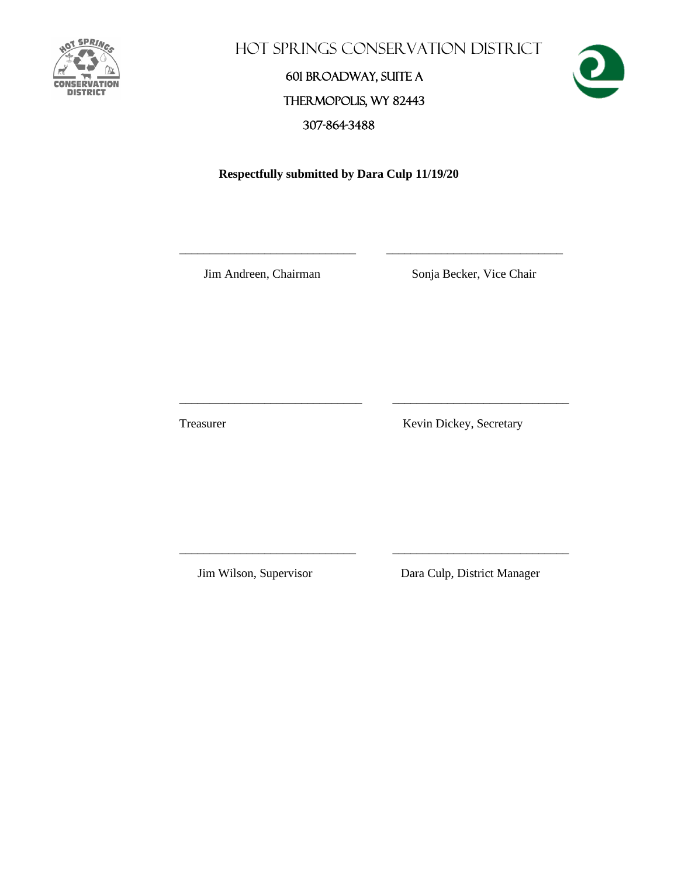# Hot Springs Conservation District

601 Broadway, Suite A

Thermopolis, WY 82443

307-864-3488

**Respectfully submitted by Dara Culp 11/19/20**

| | |
|---|---|
| _____________________________ | _____________________________ |
| Jim Andreen, Chairman | Sonja Becker, Vice Chair |
| _____________________________ | _____________________________ |
| Treasurer | Kevin Dickey, Secretary |
| _____________________________ | _____________________________ |
| Jim Wilson, Supervisor | Dara Culp, District Manager |